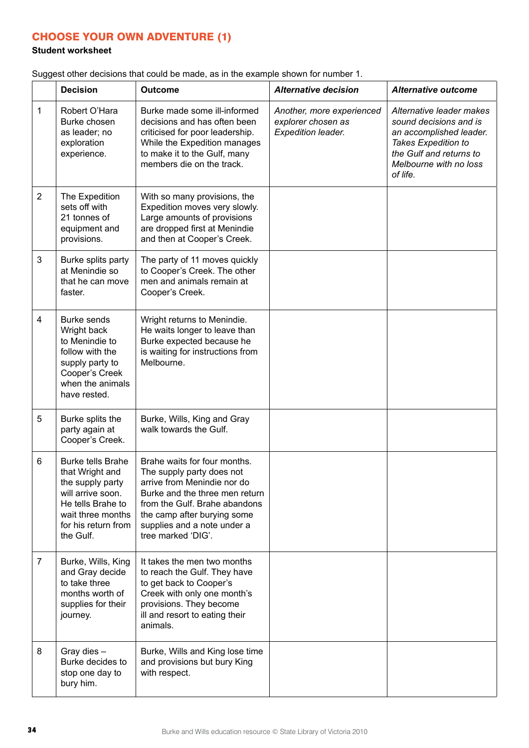## CHOOSE YOUR OWN ADVENTURE (1)

**Student worksheet**

Suggest other decisions that could be made, as in the example shown for number 1.

| | Decision | Outcome | *Alternative decision* | *Alternative outcome* |
|---|---|---|---|---|
| 1 | Robert O'Hara Burke chosen as leader; no exploration experience. | Burke made some ill-informed decisions and has often been criticised for poor leadership. While the Expedition manages to make it to the Gulf, many members die on the track. | *Another, more experienced explorer chosen as Expedition leader.* | *Alternative leader makes sound decisions and is an accomplished leader. Takes Expedition to the Gulf and returns to Melbourne with no loss of life.* |
| 2 | The Expedition sets off with 21 tonnes of equipment and provisions. | With so many provisions, the Expedition moves very slowly. Large amounts of provisions are dropped first at Menindie and then at Cooper's Creek. | | |
| 3 | Burke splits party at Menindie so that he can move faster. | The party of 11 moves quickly to Cooper's Creek. The other men and animals remain at Cooper's Creek. | | |
| 4 | Burke sends Wright back to Menindie to follow with the supply party to Cooper's Creek when the animals have rested. | Wright returns to Menindie. He waits longer to leave than Burke expected because he is waiting for instructions from Melbourne. | | |
| 5 | Burke splits the party again at Cooper's Creek. | Burke, Wills, King and Gray walk towards the Gulf. | | |
| 6 | Burke tells Brahe that Wright and the supply party will arrive soon. He tells Brahe to wait three months for his return from the Gulf. | Brahe waits for four months. The supply party does not arrive from Menindie nor do Burke and the three men return from the Gulf. Brahe abandons the camp after burying some supplies and a note under a tree marked 'DIG'. | | |
| 7 | Burke, Wills, King and Gray decide to take three months worth of supplies for their journey. | It takes the men two months to reach the Gulf. They have to get back to Cooper's Creek with only one month's provisions. They become ill and resort to eating their animals. | | |
| 8 | Gray dies – Burke decides to stop one day to bury him. | Burke, Wills and King lose time and provisions but bury King with respect. | | |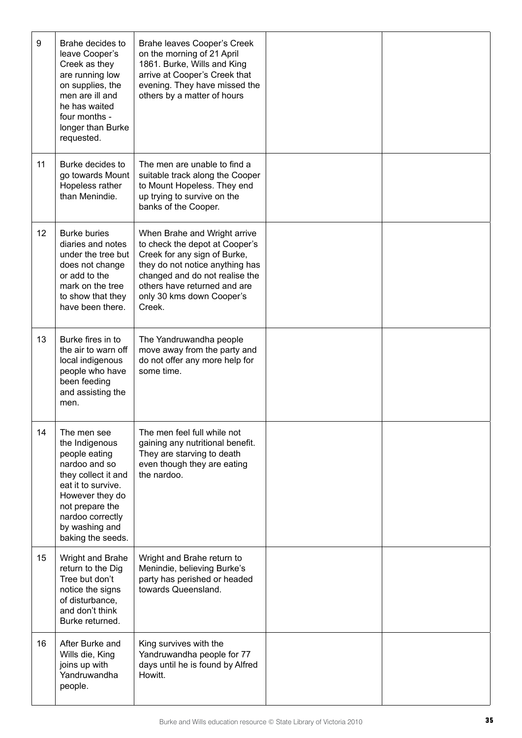| | | | | |
|---|---|---|---|---|
| 9 | Brahe decides to leave Cooper's Creek as they are running low on supplies, the men are ill and he has waited four months - longer than Burke requested. | Brahe leaves Cooper's Creek on the morning of 21 April 1861. Burke, Wills and King arrive at Cooper's Creek that evening. They have missed the others by a matter of hours | | |
| 11 | Burke decides to go towards Mount Hopeless rather than Menindie. | The men are unable to find a suitable track along the Cooper to Mount Hopeless. They end up trying to survive on the banks of the Cooper. | | |
| 12 | Burke buries diaries and notes under the tree but does not change or add to the mark on the tree to show that they have been there. | When Brahe and Wright arrive to check the depot at Cooper's Creek for any sign of Burke, they do not notice anything has changed and do not realise the others have returned and are only 30 kms down Cooper's Creek. | | |
| 13 | Burke fires in to the air to warn off local indigenous people who have been feeding and assisting the men. | The Yandruwandha people move away from the party and do not offer any more help for some time. | | |
| 14 | The men see the Indigenous people eating nardoo and so they collect it and eat it to survive. However they do not prepare the nardoo correctly by washing and baking the seeds. | The men feel full while not gaining any nutritional benefit. They are starving to death even though they are eating the nardoo. | | |
| 15 | Wright and Brahe return to the Dig Tree but don't notice the signs of disturbance, and don't think Burke returned. | Wright and Brahe return to Menindie, believing Burke's party has perished or headed towards Queensland. | | |
| 16 | After Burke and Wills die, King joins up with Yandruwandha people. | King survives with the Yandruwandha people for 77 days until he is found by Alfred Howitt. | | |